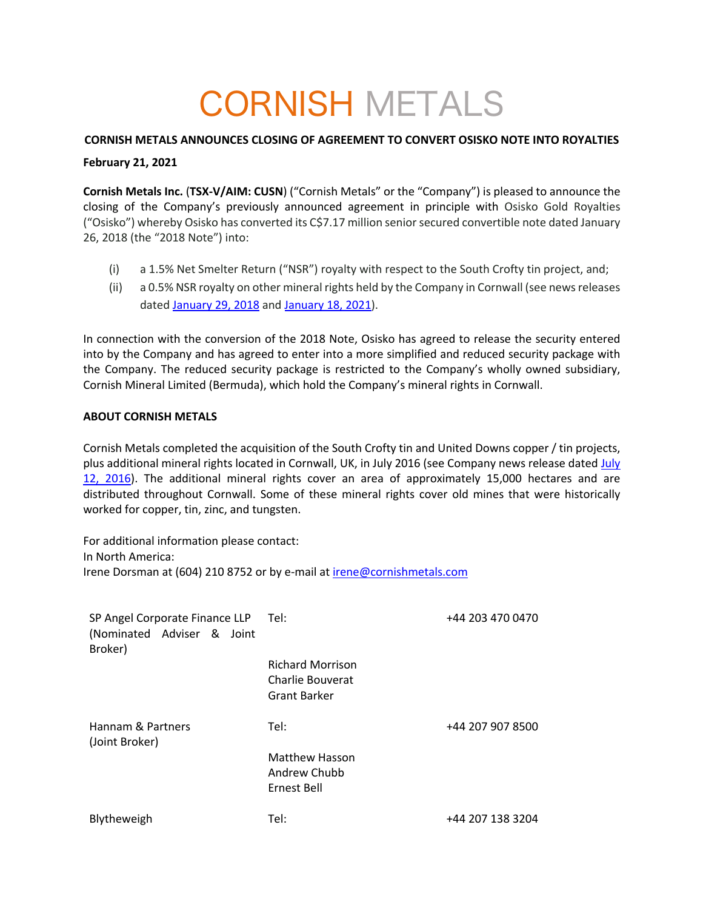# CORNISH METALS

**CORNISH METALS ANNOUNCES CLOSING OF AGREEMENT TO CONVERT OSISKO NOTE INTO ROYALTIES**

**February 21, 2021**

**Cornish Metals Inc.** (**TSX-V/AIM: CUSN**) ("Cornish Metals" or the "Company") is pleased to announce the closing of the Company's previously announced agreement in principle with Osisko Gold Royalties ("Osisko") whereby Osisko has converted its C$7.17 million senior secured convertible note dated January 26, 2018 (the "2018 Note") into:

(i) a 1.5% Net Smelter Return ("NSR") royalty with respect to the South Crofty tin project, and;

(ii) a 0.5% NSR royalty on other mineral rights held by the Company in Cornwall (see news releases dated January 29, 2018 and January 18, 2021).

In connection with the conversion of the 2018 Note, Osisko has agreed to release the security entered into by the Company and has agreed to enter into a more simplified and reduced security package with the Company. The reduced security package is restricted to the Company's wholly owned subsidiary, Cornish Mineral Limited (Bermuda), which hold the Company's mineral rights in Cornwall.

**ABOUT CORNISH METALS**

Cornish Metals completed the acquisition of the South Crofty tin and United Downs copper / tin projects, plus additional mineral rights located in Cornwall, UK, in July 2016 (see Company news release dated July 12, 2016). The additional mineral rights cover an area of approximately 15,000 hectares and are distributed throughout Cornwall. Some of these mineral rights cover old mines that were historically worked for copper, tin, zinc, and tungsten.

For additional information please contact:
In North America:
Irene Dorsman at (604) 210 8752 or by e-mail at irene@cornishmetals.com

| | | |
|---|---|---|
| SP Angel Corporate Finance LLP (Nominated Adviser & Joint Broker) | Tel: | +44 203 470 0470 |
| | Richard Morrison<br>Charlie Bouverat<br>Grant Barker | |
| Hannam & Partners (Joint Broker) | Tel: | +44 207 907 8500 |
| | Matthew Hasson<br>Andrew Chubb<br>Ernest Bell | |
| Blytheweigh | Tel: | +44 207 138 3204 |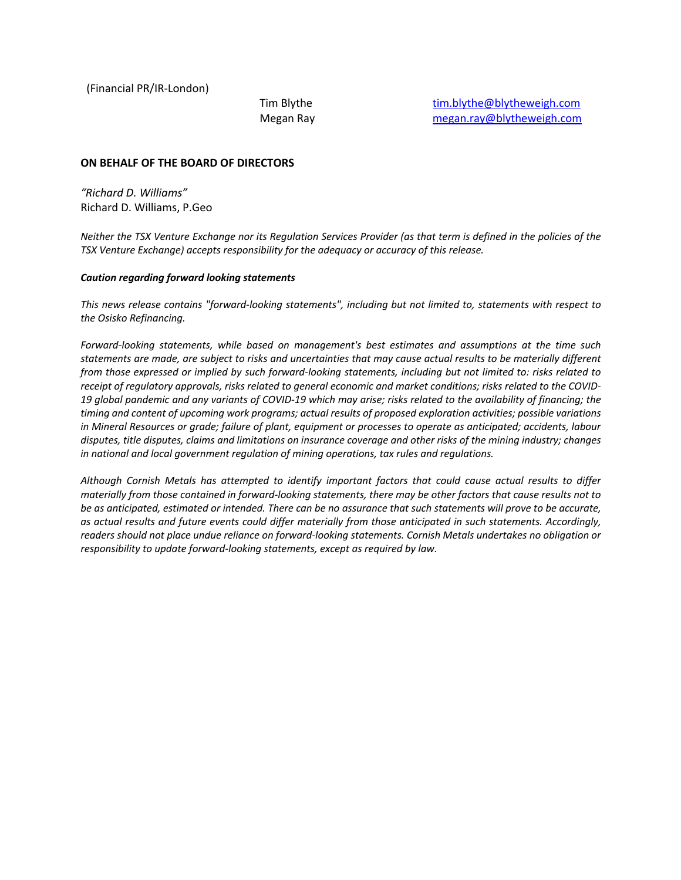(Financial PR/IR-London)

| | | |
|---|---|---|
| | Tim Blythe | tim.blythe@blytheweigh.com |
| | Megan Ray | megan.ray@blytheweigh.com |

**ON BEHALF OF THE BOARD OF DIRECTORS**

*"Richard D. Williams"*
Richard D. Williams, P.Geo

*Neither the TSX Venture Exchange nor its Regulation Services Provider (as that term is defined in the policies of the TSX Venture Exchange) accepts responsibility for the adequacy or accuracy of this release.*

***Caution regarding forward looking statements***

*This news release contains "forward-looking statements", including but not limited to, statements with respect to the Osisko Refinancing.*

*Forward-looking statements, while based on management's best estimates and assumptions at the time such statements are made, are subject to risks and uncertainties that may cause actual results to be materially different from those expressed or implied by such forward-looking statements, including but not limited to: risks related to receipt of regulatory approvals, risks related to general economic and market conditions; risks related to the COVID-19 global pandemic and any variants of COVID-19 which may arise; risks related to the availability of financing; the timing and content of upcoming work programs; actual results of proposed exploration activities; possible variations in Mineral Resources or grade; failure of plant, equipment or processes to operate as anticipated; accidents, labour disputes, title disputes, claims and limitations on insurance coverage and other risks of the mining industry; changes in national and local government regulation of mining operations, tax rules and regulations.*

*Although Cornish Metals has attempted to identify important factors that could cause actual results to differ materially from those contained in forward-looking statements, there may be other factors that cause results not to be as anticipated, estimated or intended. There can be no assurance that such statements will prove to be accurate, as actual results and future events could differ materially from those anticipated in such statements. Accordingly, readers should not place undue reliance on forward-looking statements. Cornish Metals undertakes no obligation or responsibility to update forward-looking statements, except as required by law.*